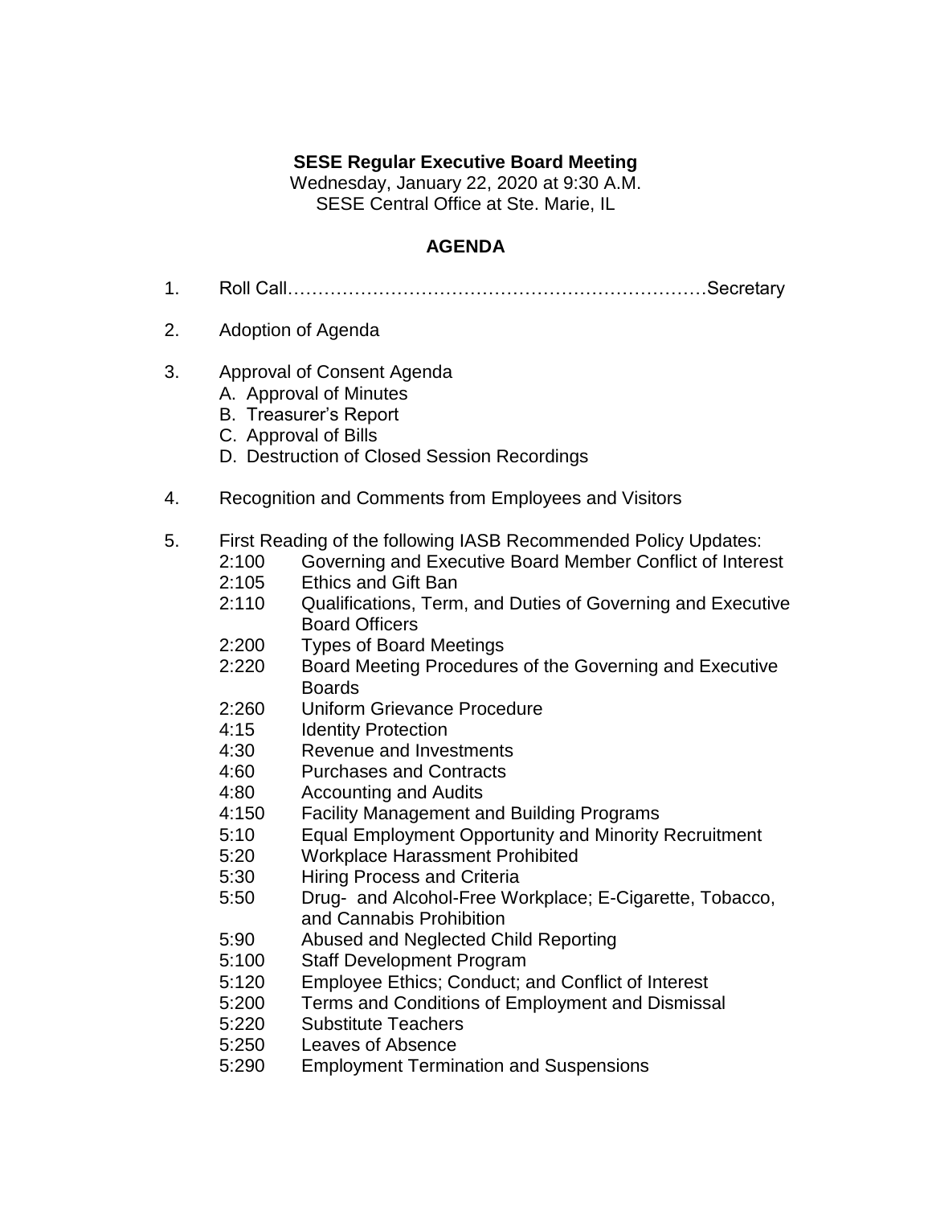**SESE Regular Executive Board Meeting**
Wednesday, January 22, 2020 at 9:30 A.M.
SESE Central Office at Ste. Marie, IL

**AGENDA**

1. Roll Call……………………………………………………………Secretary

2. Adoption of Agenda

3. Approval of Consent Agenda
   A. Approval of Minutes
   B. Treasurer's Report
   C. Approval of Bills
   D. Destruction of Closed Session Recordings

4. Recognition and Comments from Employees and Visitors

5. First Reading of the following IASB Recommended Policy Updates:
   - 2:100 Governing and Executive Board Member Conflict of Interest
   - 2:105 Ethics and Gift Ban
   - 2:110 Qualifications, Term, and Duties of Governing and Executive Board Officers
   - 2:200 Types of Board Meetings
   - 2:220 Board Meeting Procedures of the Governing and Executive Boards
   - 2:260 Uniform Grievance Procedure
   - 4:15 Identity Protection
   - 4:30 Revenue and Investments
   - 4:60 Purchases and Contracts
   - 4:80 Accounting and Audits
   - 4:150 Facility Management and Building Programs
   - 5:10 Equal Employment Opportunity and Minority Recruitment
   - 5:20 Workplace Harassment Prohibited
   - 5:30 Hiring Process and Criteria
   - 5:50 Drug- and Alcohol-Free Workplace; E-Cigarette, Tobacco, and Cannabis Prohibition
   - 5:90 Abused and Neglected Child Reporting
   - 5:100 Staff Development Program
   - 5:120 Employee Ethics; Conduct; and Conflict of Interest
   - 5:200 Terms and Conditions of Employment and Dismissal
   - 5:220 Substitute Teachers
   - 5:250 Leaves of Absence
   - 5:290 Employment Termination and Suspensions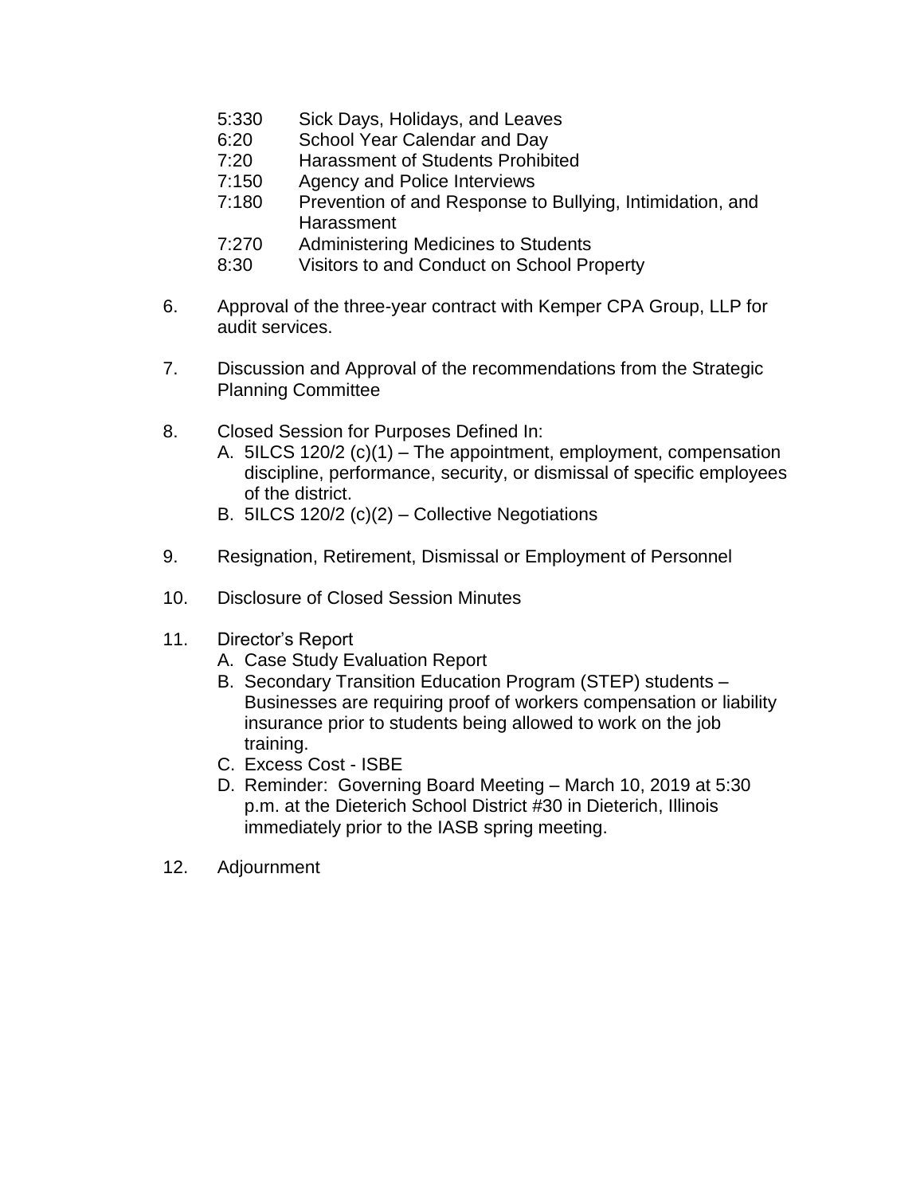5:330 Sick Days, Holidays, and Leaves
6:20 School Year Calendar and Day
7:20 Harassment of Students Prohibited
7:150 Agency and Police Interviews
7:180 Prevention of and Response to Bullying, Intimidation, and Harassment
7:270 Administering Medicines to Students
8:30 Visitors to and Conduct on School Property

6. Approval of the three-year contract with Kemper CPA Group, LLP for audit services.

7. Discussion and Approval of the recommendations from the Strategic Planning Committee

8. Closed Session for Purposes Defined In:
   A. 5ILCS 120/2 (c)(1) – The appointment, employment, compensation discipline, performance, security, or dismissal of specific employees of the district.
   B. 5ILCS 120/2 (c)(2) – Collective Negotiations

9. Resignation, Retirement, Dismissal or Employment of Personnel

10. Disclosure of Closed Session Minutes

11. Director's Report
    A. Case Study Evaluation Report
    B. Secondary Transition Education Program (STEP) students – Businesses are requiring proof of workers compensation or liability insurance prior to students being allowed to work on the job training.
    C. Excess Cost - ISBE
    D. Reminder: Governing Board Meeting – March 10, 2019 at 5:30 p.m. at the Dieterich School District #30 in Dieterich, Illinois immediately prior to the IASB spring meeting.

12. Adjournment